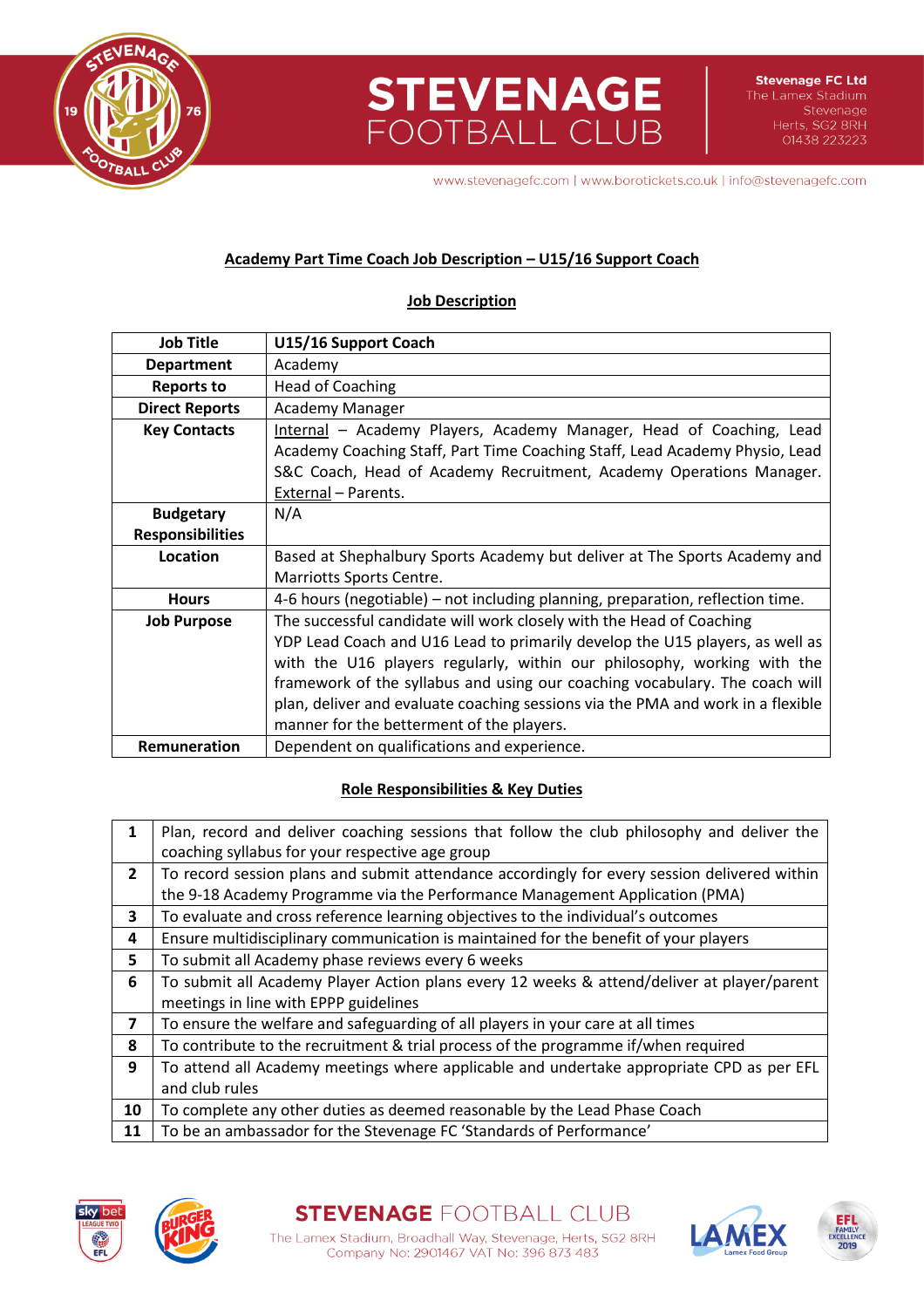## Academy Part Time Coach Job Description – U15/16 Support Coach

### Job Description

| Job Title | U15/16 Support Coach |
|---|---|
| Department | Academy |
| Reports to | Head of Coaching |
| Direct Reports | Academy Manager |
| Key Contacts | Internal – Academy Players, Academy Manager, Head of Coaching, Lead Academy Coaching Staff, Part Time Coaching Staff, Lead Academy Physio, Lead S&C Coach, Head of Academy Recruitment, Academy Operations Manager. External – Parents. |
| Budgetary Responsibilities | N/A |
| Location | Based at Shephalbury Sports Academy but deliver at The Sports Academy and Marriotts Sports Centre. |
| Hours | 4-6 hours (negotiable) – not including planning, preparation, reflection time. |
| Job Purpose | The successful candidate will work closely with the Head of Coaching YDP Lead Coach and U16 Lead to primarily develop the U15 players, as well as with the U16 players regularly, within our philosophy, working with the framework of the syllabus and using our coaching vocabulary. The coach will plan, deliver and evaluate coaching sessions via the PMA and work in a flexible manner for the betterment of the players. |
| Remuneration | Dependent on qualifications and experience. |

### Role Responsibilities & Key Duties

| | |
|---|---|
| 1 | Plan, record and deliver coaching sessions that follow the club philosophy and deliver the coaching syllabus for your respective age group |
| 2 | To record session plans and submit attendance accordingly for every session delivered within the 9-18 Academy Programme via the Performance Management Application (PMA) |
| 3 | To evaluate and cross reference learning objectives to the individual's outcomes |
| 4 | Ensure multidisciplinary communication is maintained for the benefit of your players |
| 5 | To submit all Academy phase reviews every 6 weeks |
| 6 | To submit all Academy Player Action plans every 12 weeks & attend/deliver at player/parent meetings in line with EPPP guidelines |
| 7 | To ensure the welfare and safeguarding of all players in your care at all times |
| 8 | To contribute to the recruitment & trial process of the programme if/when required |
| 9 | To attend all Academy meetings where applicable and undertake appropriate CPD as per EFL and club rules |
| 10 | To complete any other duties as deemed reasonable by the Lead Phase Coach |
| 11 | To be an ambassador for the Stevenage FC 'Standards of Performance' |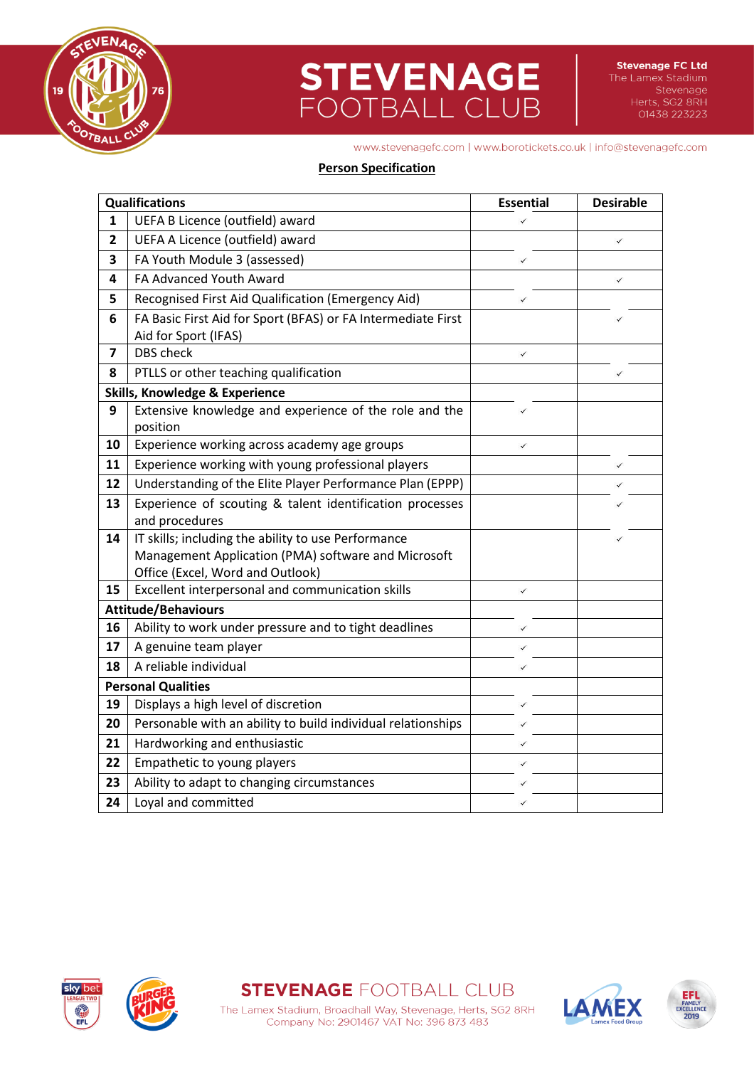**Person Specification**

| Qualifications | | Essential | Desirable |
|---|---|---|---|
| 1 | UEFA B Licence (outfield) award | ✓ | |
| 2 | UEFA A Licence (outfield) award | | ✓ |
| 3 | FA Youth Module 3 (assessed) | ✓ | |
| 4 | FA Advanced Youth Award | | ✓ |
| 5 | Recognised First Aid Qualification (Emergency Aid) | ✓ | |
| 6 | FA Basic First Aid for Sport (BFAS) or FA Intermediate First Aid for Sport (IFAS) | | ✓ |
| 7 | DBS check | ✓ | |
| 8 | PTLLS or other teaching qualification | | ✓ |
| **Skills, Knowledge & Experience** | | | |
| 9 | Extensive knowledge and experience of the role and the position | ✓ | |
| 10 | Experience working across academy age groups | ✓ | |
| 11 | Experience working with young professional players | | ✓ |
| 12 | Understanding of the Elite Player Performance Plan (EPPP) | | ✓ |
| 13 | Experience of scouting & talent identification processes and procedures | | ✓ |
| 14 | IT skills; including the ability to use Performance Management Application (PMA) software and Microsoft Office (Excel, Word and Outlook) | | ✓ |
| 15 | Excellent interpersonal and communication skills | ✓ | |
| **Attitude/Behaviours** | | | |
| 16 | Ability to work under pressure and to tight deadlines | ✓ | |
| 17 | A genuine team player | ✓ | |
| 18 | A reliable individual | ✓ | |
| **Personal Qualities** | | | |
| 19 | Displays a high level of discretion | ✓ | |
| 20 | Personable with an ability to build individual relationships | ✓ | |
| 21 | Hardworking and enthusiastic | ✓ | |
| 22 | Empathetic to young players | ✓ | |
| 23 | Ability to adapt to changing circumstances | ✓ | |
| 24 | Loyal and committed | ✓ | |